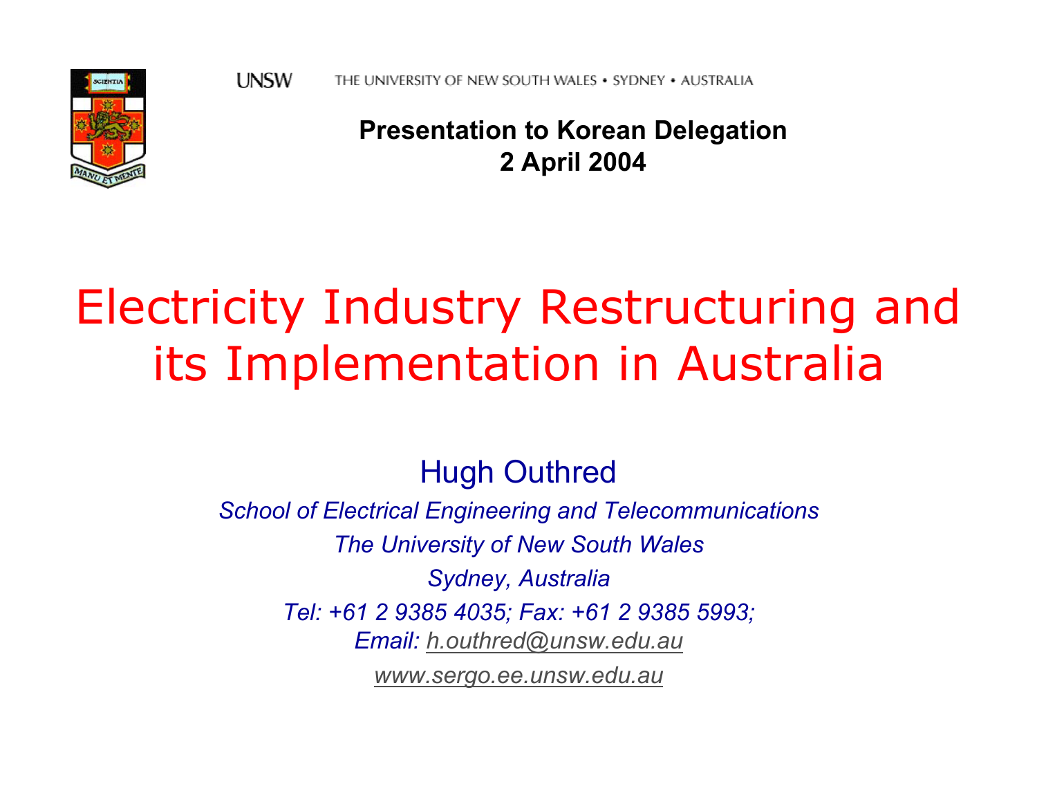UNSW THE UNIVERSITY OF NEW SOUTH WALES • SYDNEY • AUSTRALIA

**Presentation to Korean Delegation**
**2 April 2004**

# Electricity Industry Restructuring and its Implementation in Australia

Hugh Outhred

*School of Electrical Engineering and Telecommunications*

*The University of New South Wales*

*Sydney, Australia*

*Tel: +61 2 9385 4035; Fax: +61 2 9385 5993;*
*Email: h.outhred@unsw.edu.au*

*www.sergo.ee.unsw.edu.au*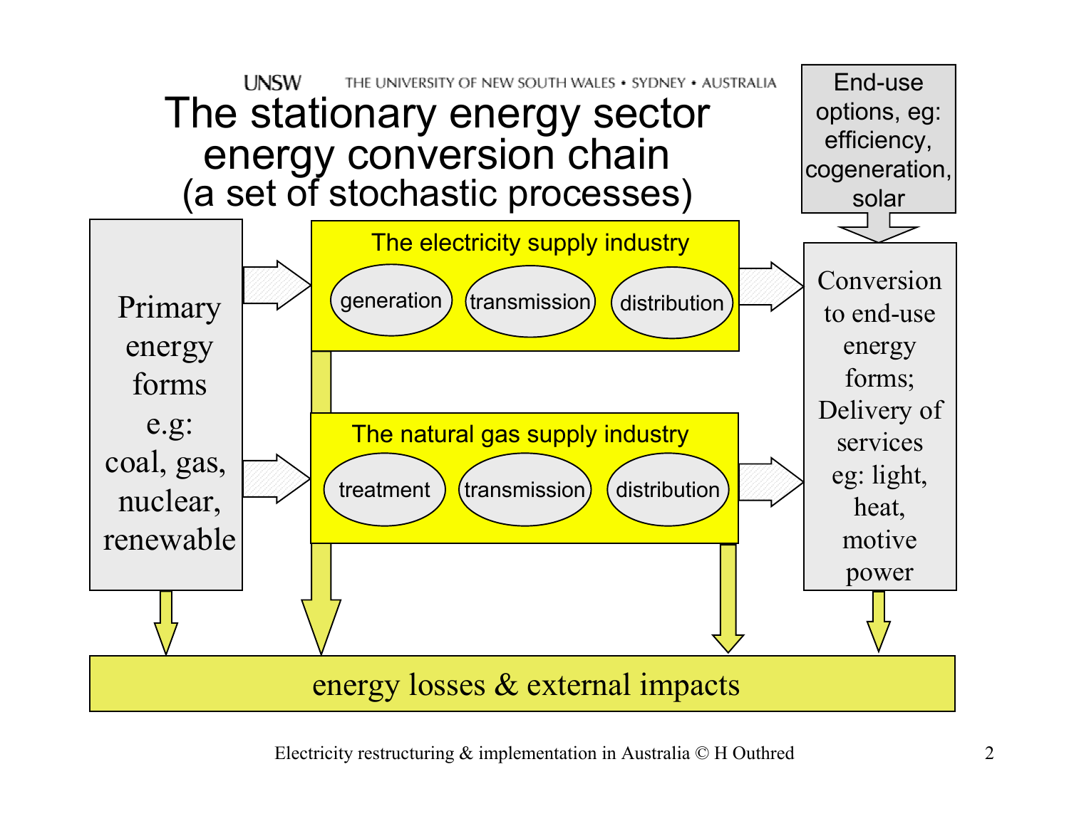# The stationary energy sector energy conversion chain (a set of stochastic processes)

**Primary energy forms** e.g: coal, gas, nuclear, renewable

**The electricity supply industry**
- generation
- transmission
- distribution

**The natural gas supply industry**
- treatment
- transmission
- distribution

**End-use options, eg:** efficiency, cogeneration, solar

**Conversion to end-use energy forms; Delivery of services** eg: light, heat, motive power

**energy losses & external impacts**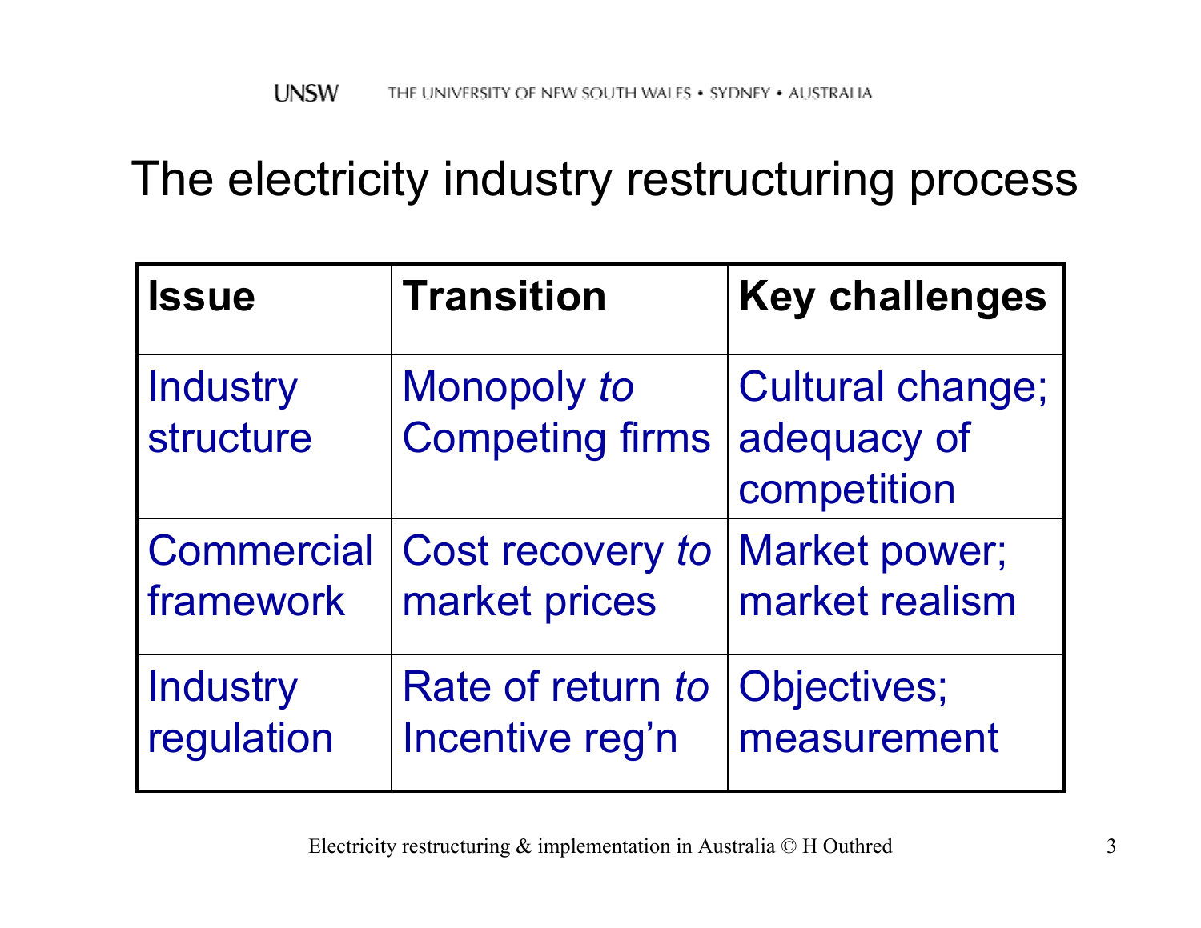# The electricity industry restructuring process

| Issue | Transition | Key challenges |
|---|---|---|
| Industry structure | Monopoly *to* Competing firms | Cultural change; adequacy of competition |
| Commercial framework | Cost recovery *to* market prices | Market power; market realism |
| Industry regulation | Rate of return *to* Incentive reg'n | Objectives; measurement |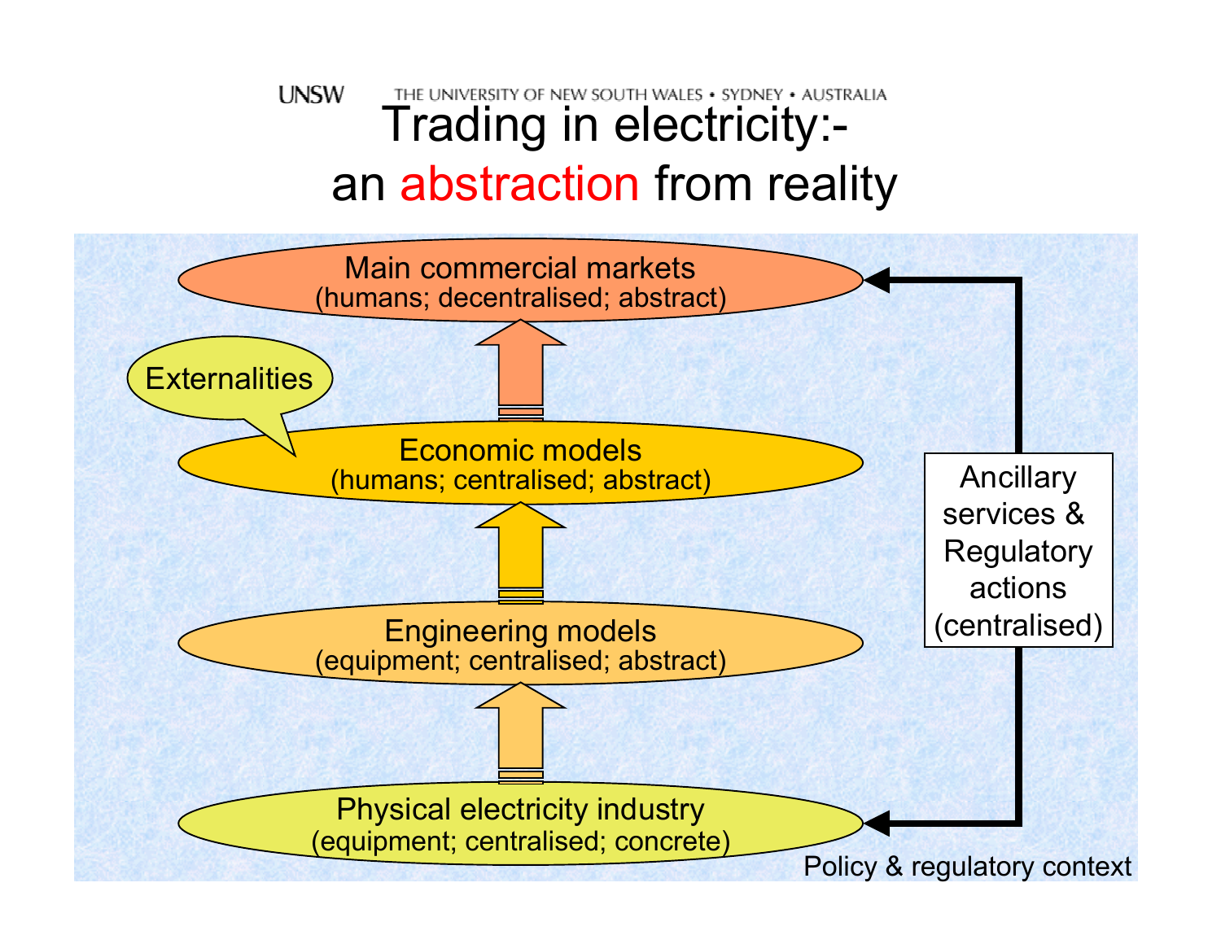# Trading in electricity:- an abstraction from reality

Main commercial markets
(humans; decentralised; abstract)

Externalities

Economic models
(humans; centralised; abstract)

Engineering models
(equipment; centralised; abstract)

Physical electricity industry
(equipment; centralised; concrete)

Ancillary services & Regulatory actions (centralised)

Policy & regulatory context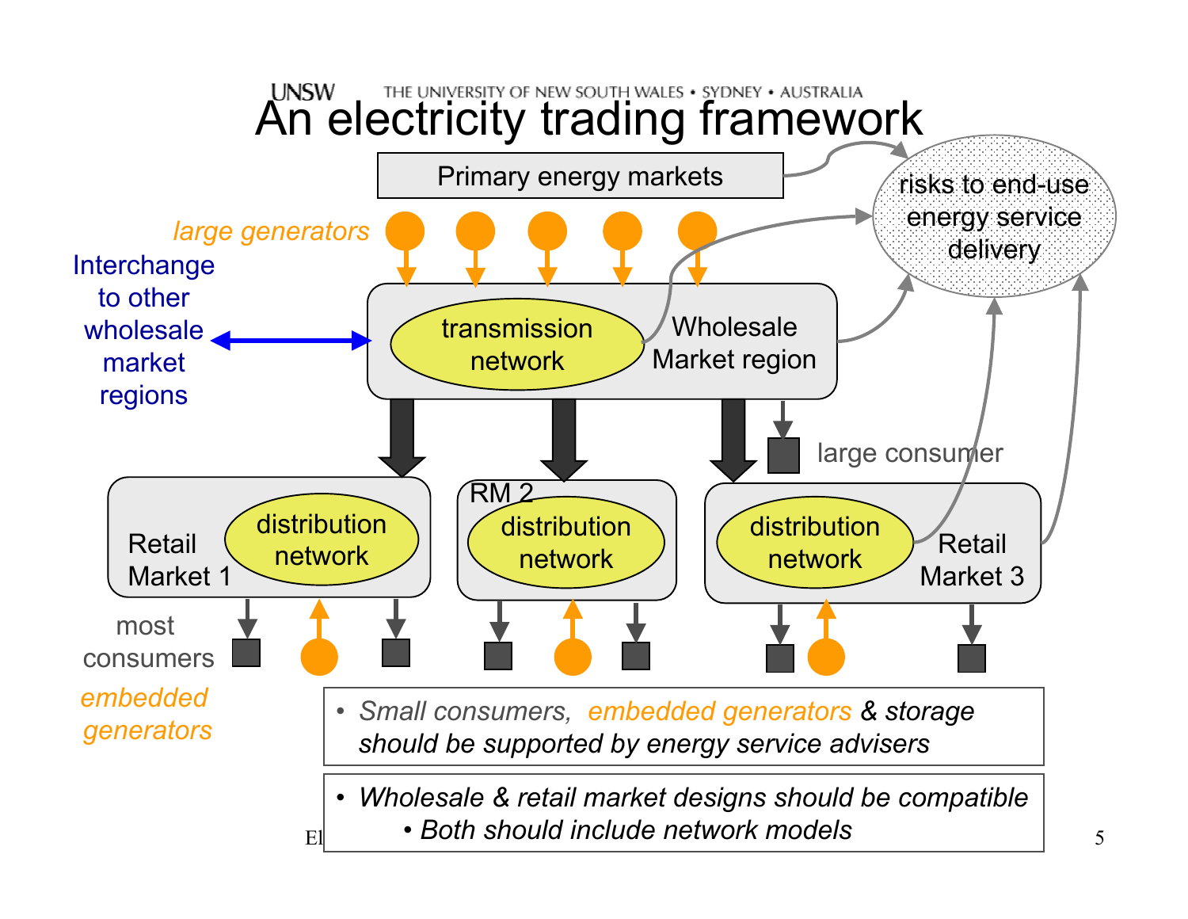# An electricity trading framework

Primary energy markets

risks to end-use energy service delivery

*large generators*

Interchange to other wholesale market regions

transmission network

Wholesale Market region

large consumer

Retail Market 1

distribution network

RM 2

distribution network

distribution network

Retail Market 3

most consumers

*embedded generators*

- *Small consumers, embedded generators & storage should be supported by energy service advisers*

- *Wholesale & retail market designs should be compatible*
  - *Both should include network models*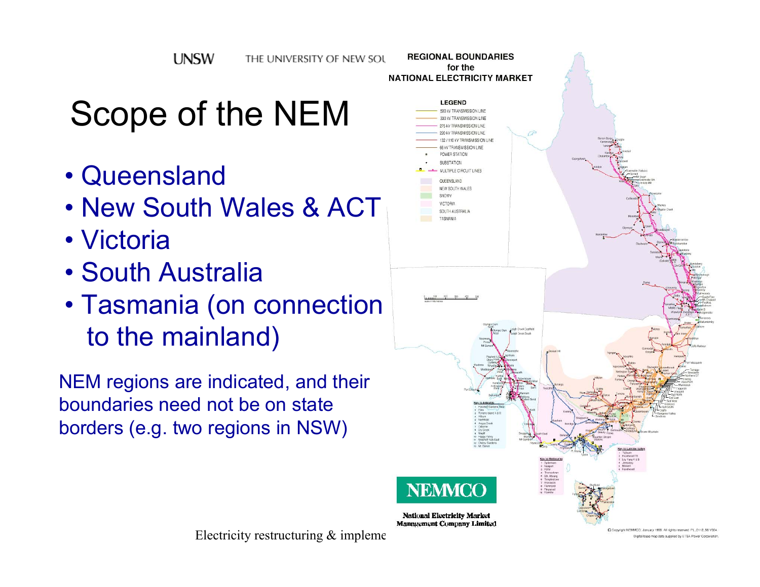# Scope of the NEM

- Queensland
- New South Wales & ACT
- Victoria
- South Australia
- Tasmania (on connection to the mainland)

NEM regions are indicated, and their boundaries need not be on state borders (e.g. two regions in NSW)

**REGIONAL BOUNDARIES for the NATIONAL ELECTRICITY MARKET**

**LEGEND**

- 500 kV TRANSMISSION LINE
- 330 kV TRANSMISSION LINE
- 275 kV TRANSMISSION LINE
- 220 kV TRANSMISSION LINE
- 132 / 110 kV TRANSMISSION LINE
- 66 kV TRANSMISSION LINE
- POWER STATION
- SUBSTATION
- MULTIPLE CIRCUIT LINES
- QUEENSLAND
- NEW SOUTH WALES
- SNOWY
- VICTORIA
- SOUTH AUSTRALIA
- TASMANIA

NEMMCO

National Electricity Market Management Company Limited

© Copyright NEMMCO. January 1998. All rights reserved.

Digital base map data supplied by ETSA Power Corporation.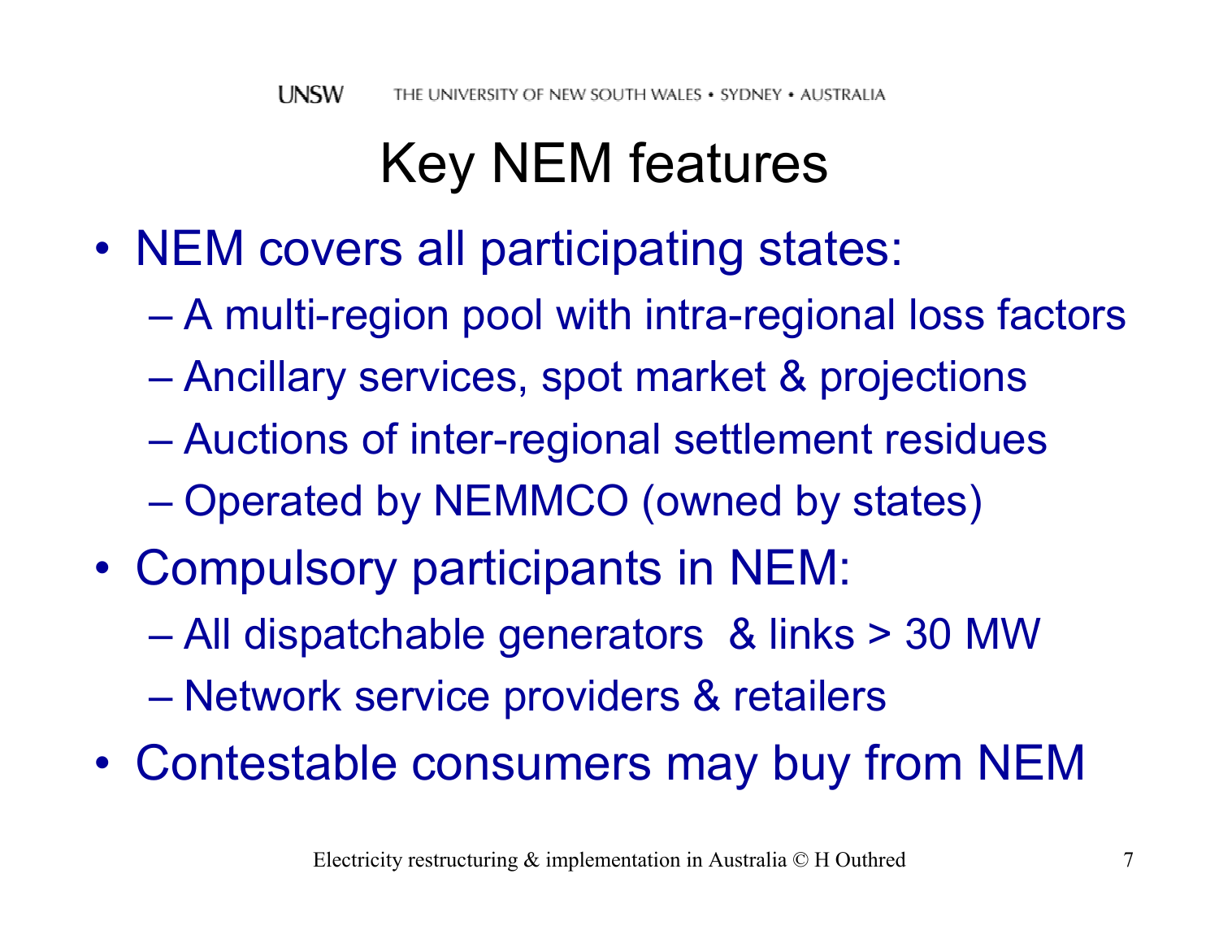# Key NEM features

- NEM covers all participating states:
  - A multi-region pool with intra-regional loss factors
  - Ancillary services, spot market & projections
  - Auctions of inter-regional settlement residues
  - Operated by NEMMCO (owned by states)
- Compulsory participants in NEM:
  - All dispatchable generators & links > 30 MW
  - Network service providers & retailers
- Contestable consumers may buy from NEM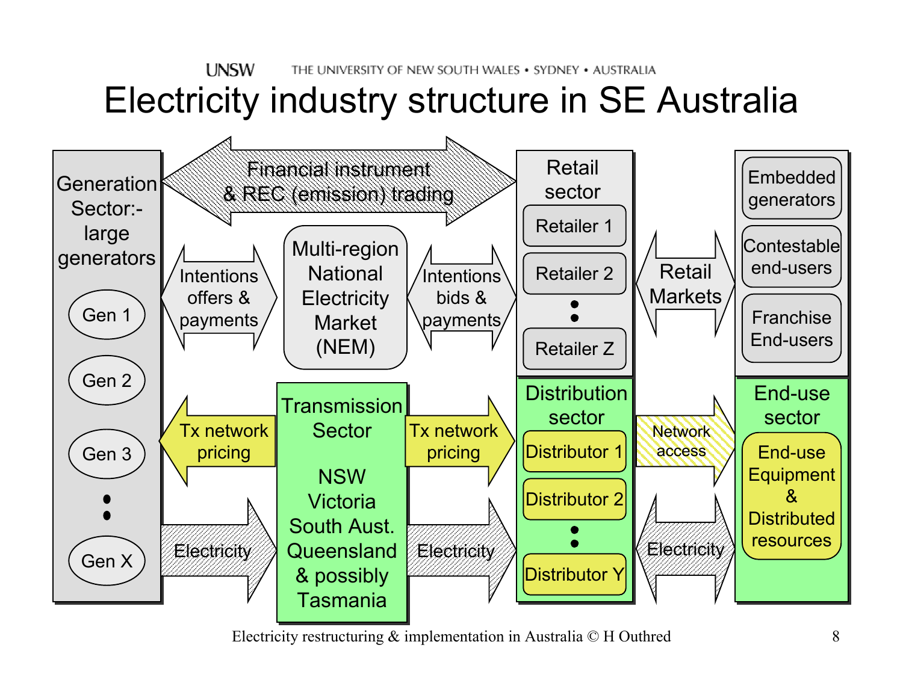# Electricity industry structure in SE Australia

**Generation Sector:- large generators**
- Gen 1
- Gen 2
- Gen 3
- :
- Gen X

**Financial instrument & REC (emission) trading**

**Intentions offers & payments**

**Multi-region National Electricity Market (NEM)**

**Intentions bids & payments**

**Retail sector**
- Retailer 1
- Retailer 2
- :
- Retailer Z

**Retail Markets**

- Embedded generators
- Contestable end-users
- Franchise End-users

**Tx network pricing**

**Transmission Sector**

NSW
Victoria
South Aust.
Queensland
& possibly Tasmania

**Tx network pricing**

**Distribution sector**
- Distributor 1
- Distributor 2
- :
- Distributor Y

**Network access**

**End-use sector**
- End-use Equipment & Distributed resources

**Electricity** | **Electricity** | **Electricity**

Electricity restructuring & implementation in Australia © H Outhred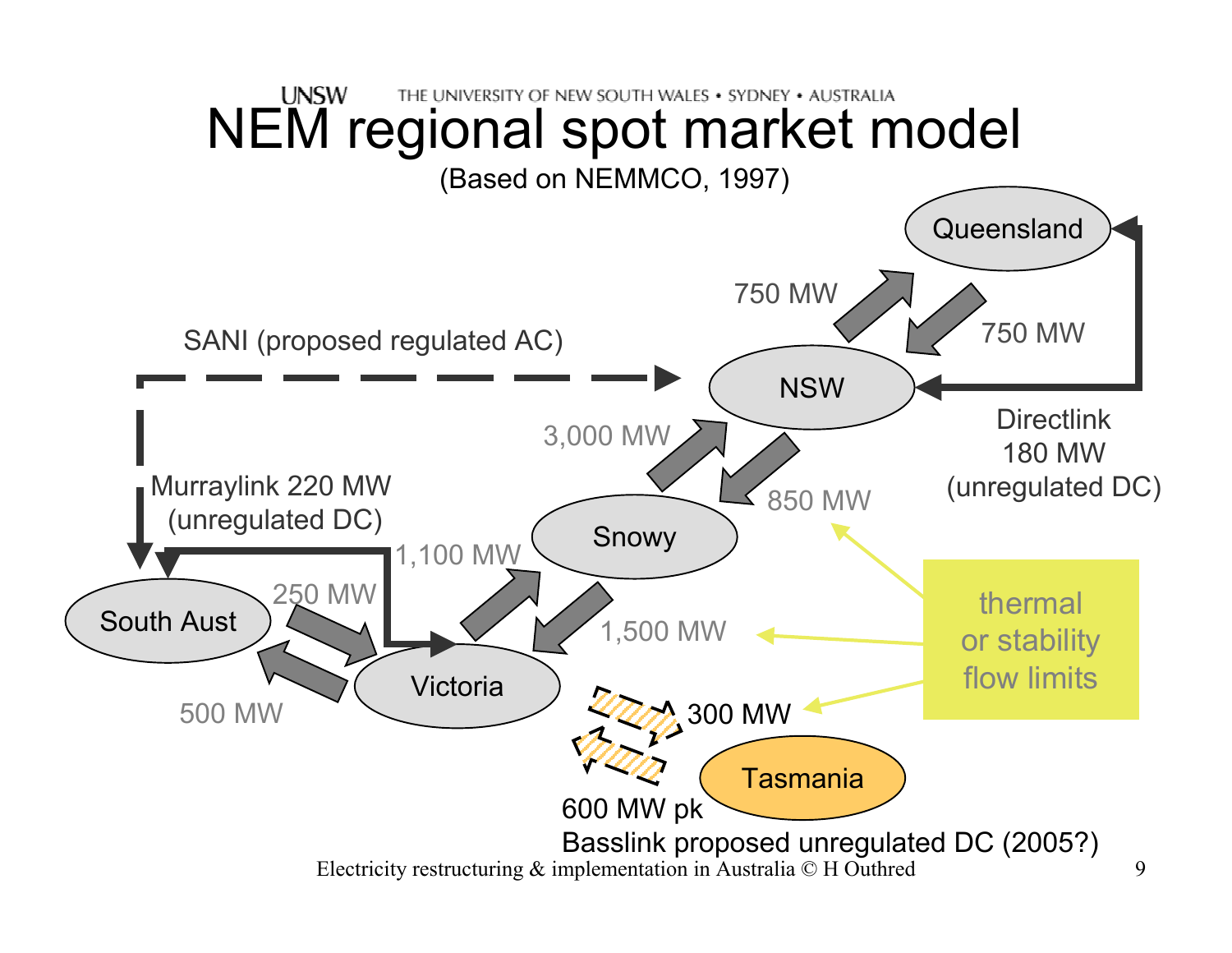# NEM regional spot market model

(Based on NEMMCO, 1997)

Queensland

750 MW

750 MW

SANI (proposed regulated AC)

NSW

Directlink 180 MW (unregulated DC)

3,000 MW

850 MW

Murraylink 220 MW (unregulated DC)

Snowy

1,100 MW

South Aust

250 MW

1,500 MW

thermal or stability flow limits

Victoria

500 MW

300 MW

Tasmania

600 MW pk

Basslink proposed unregulated DC (2005?)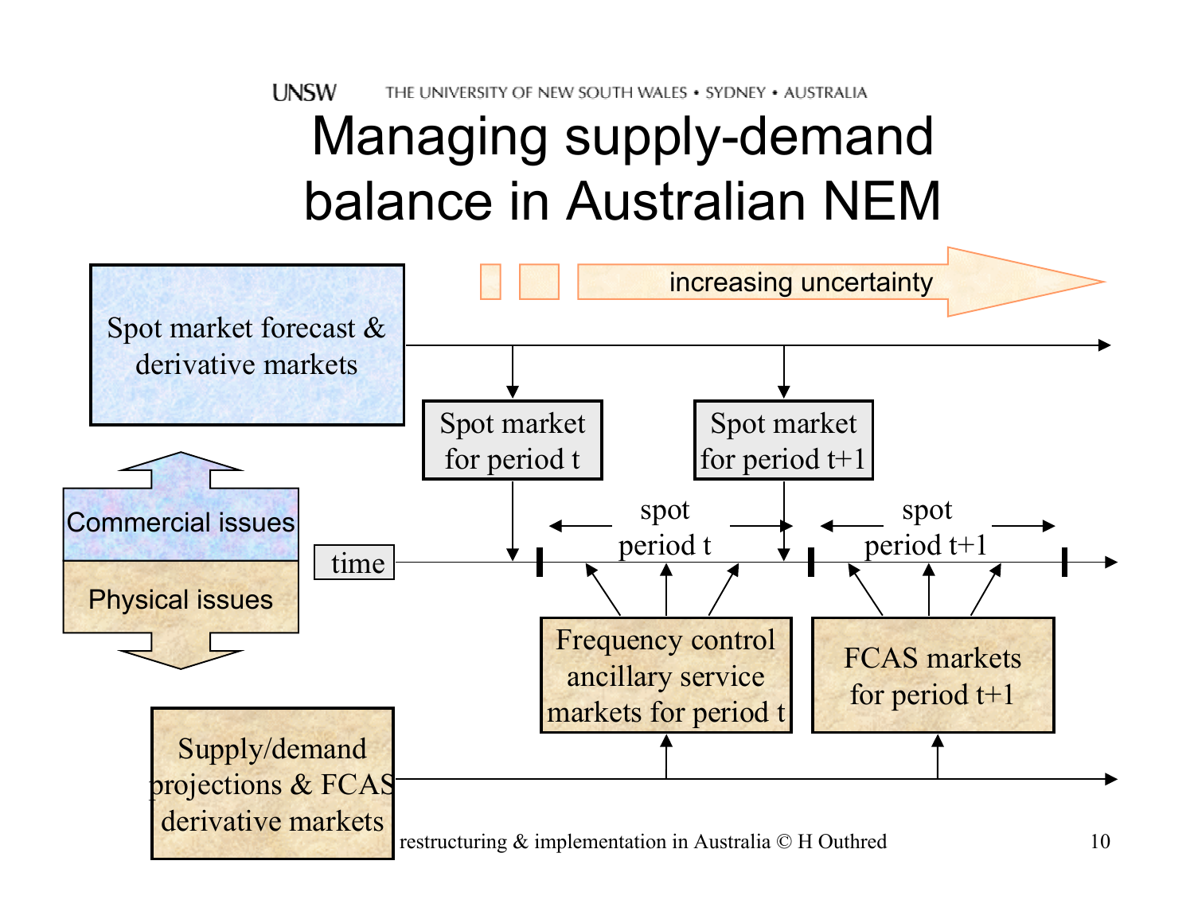# Managing supply-demand balance in Australian NEM

increasing uncertainty

Spot market forecast & derivative markets

Spot market for period t

Spot market for period t+1

Commercial issues

Physical issues

time

spot period t

spot period t+1

Frequency control ancillary service markets for period t

FCAS markets for period t+1

Supply/demand projections & FCAS derivative markets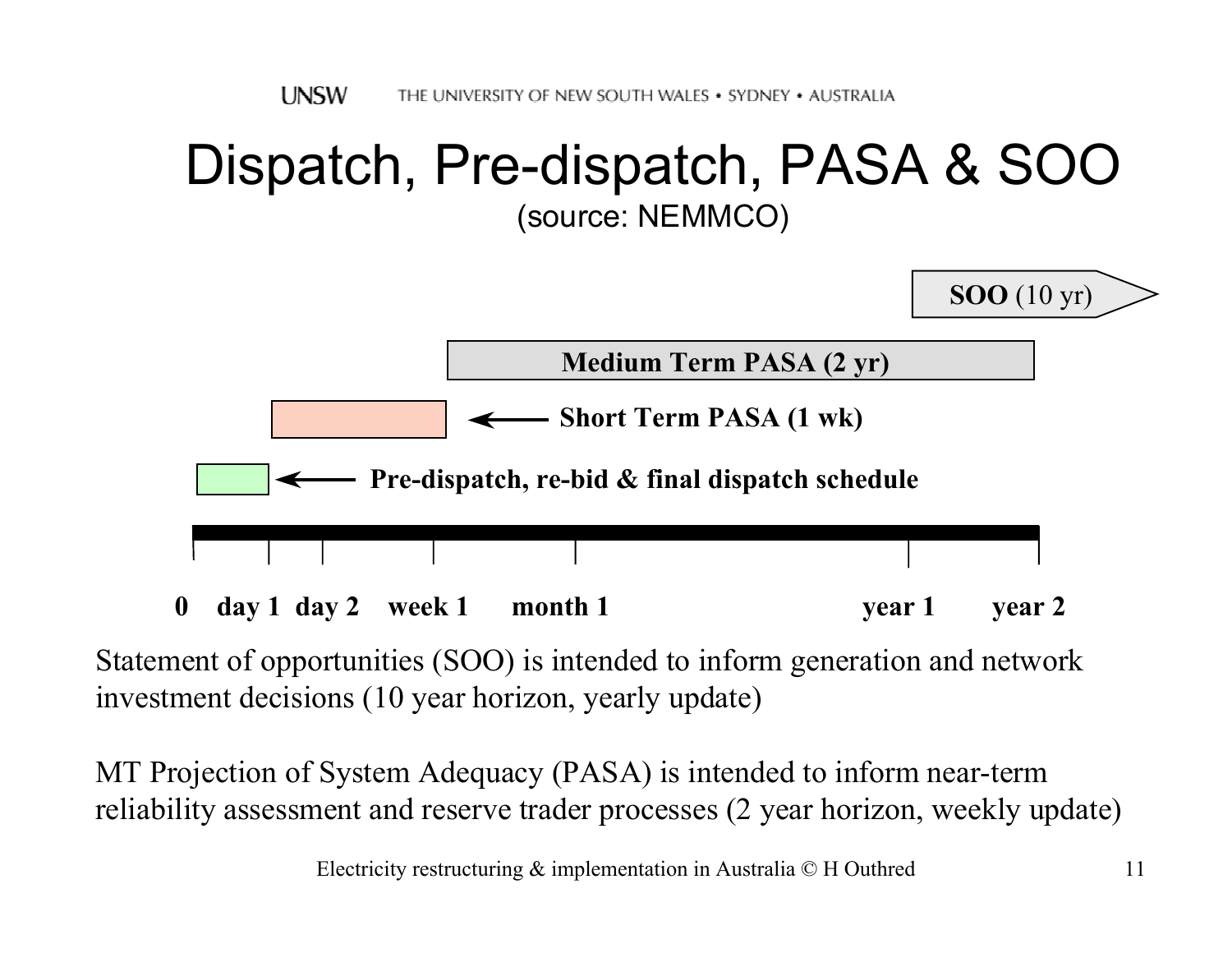# Dispatch, Pre-dispatch, PASA & SOO

(source: NEMMCO)

**SOO** (10 yr)

**Medium Term PASA (2 yr)**

**Short Term PASA (1 wk)**

**Pre-dispatch, re-bid & final dispatch schedule**

**0 day 1 day 2 week 1 month 1 year 1 year 2**

Statement of opportunities (SOO) is intended to inform generation and network investment decisions (10 year horizon, yearly update)

MT Projection of System Adequacy (PASA) is intended to inform near-term reliability assessment and reserve trader processes (2 year horizon, weekly update)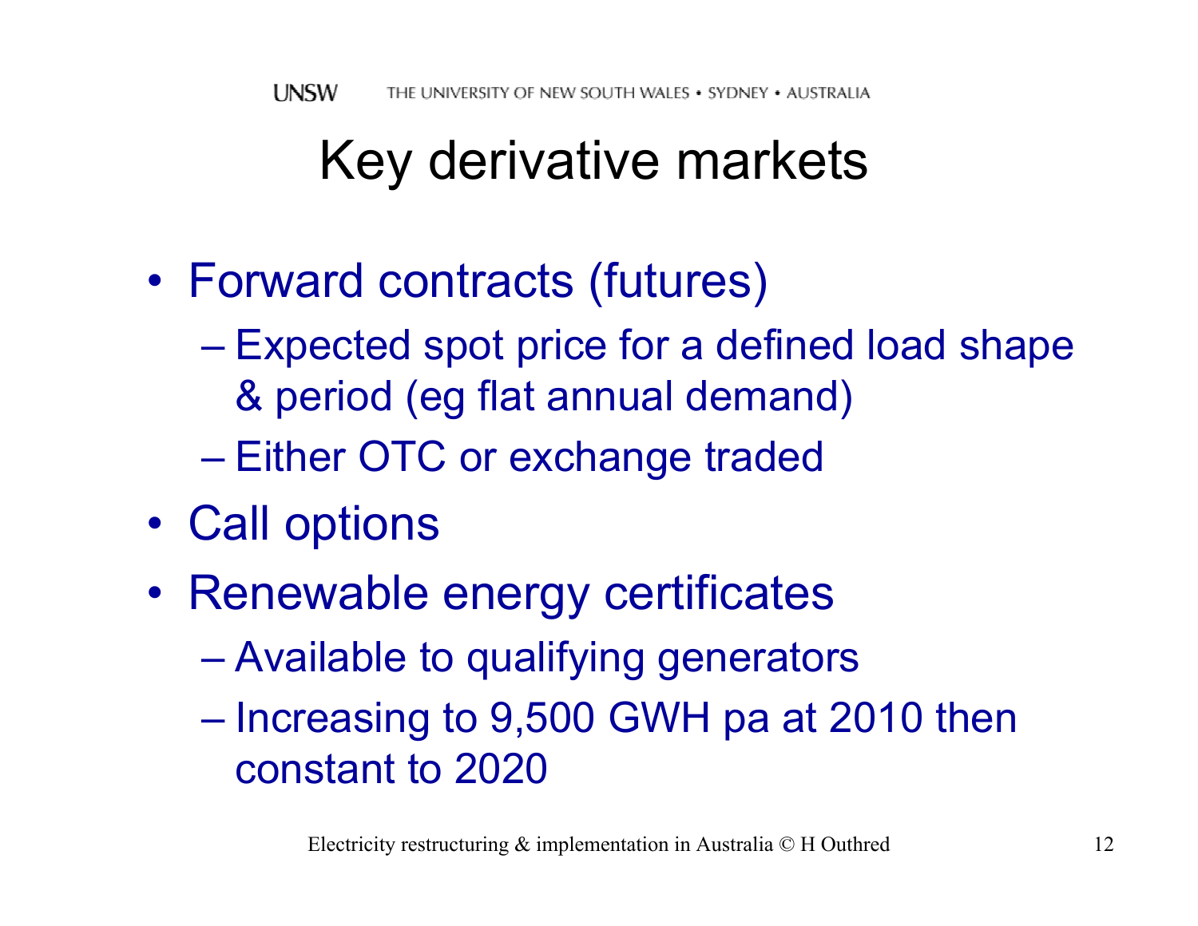# Key derivative markets

- Forward contracts (futures)
  - Expected spot price for a defined load shape & period (eg flat annual demand)
  - Either OTC or exchange traded
- Call options
- Renewable energy certificates
  - Available to qualifying generators
  - Increasing to 9,500 GWH pa at 2010 then constant to 2020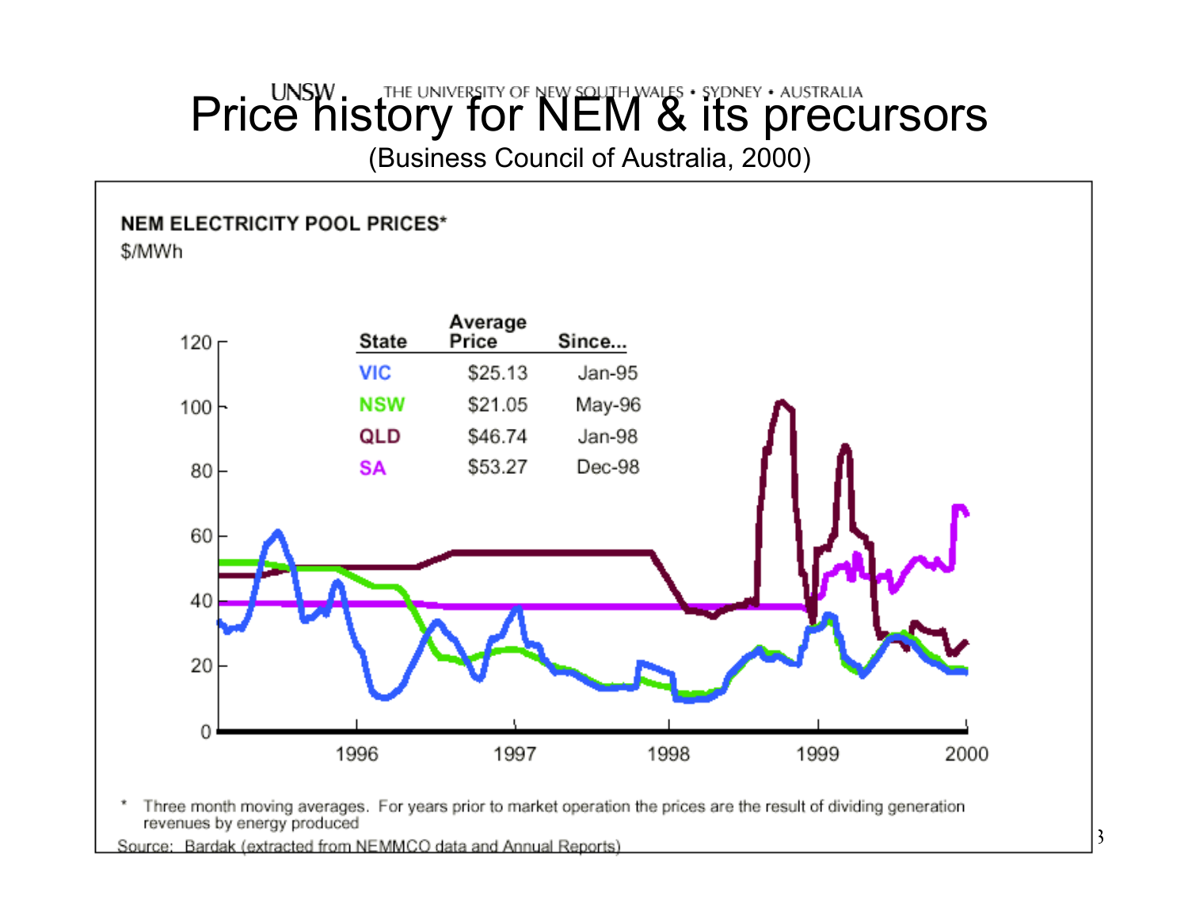# Price history for NEM & its precursors

(Business Council of Australia, 2000)

**NEM ELECTRICITY POOL PRICES***

$/MWh

| State | Average Price | Since... |
|---|---|---|
| VIC | $25.13 | Jan-95 |
| NSW | $21.05 | May-96 |
| QLD | $46.74 | Jan-98 |
| SA | $53.27 | Dec-98 |

\* Three month moving averages. For years prior to market operation the prices are the result of dividing generation revenues by energy produced

Source: Bardak (extracted from NEMMCO data and Annual Reports)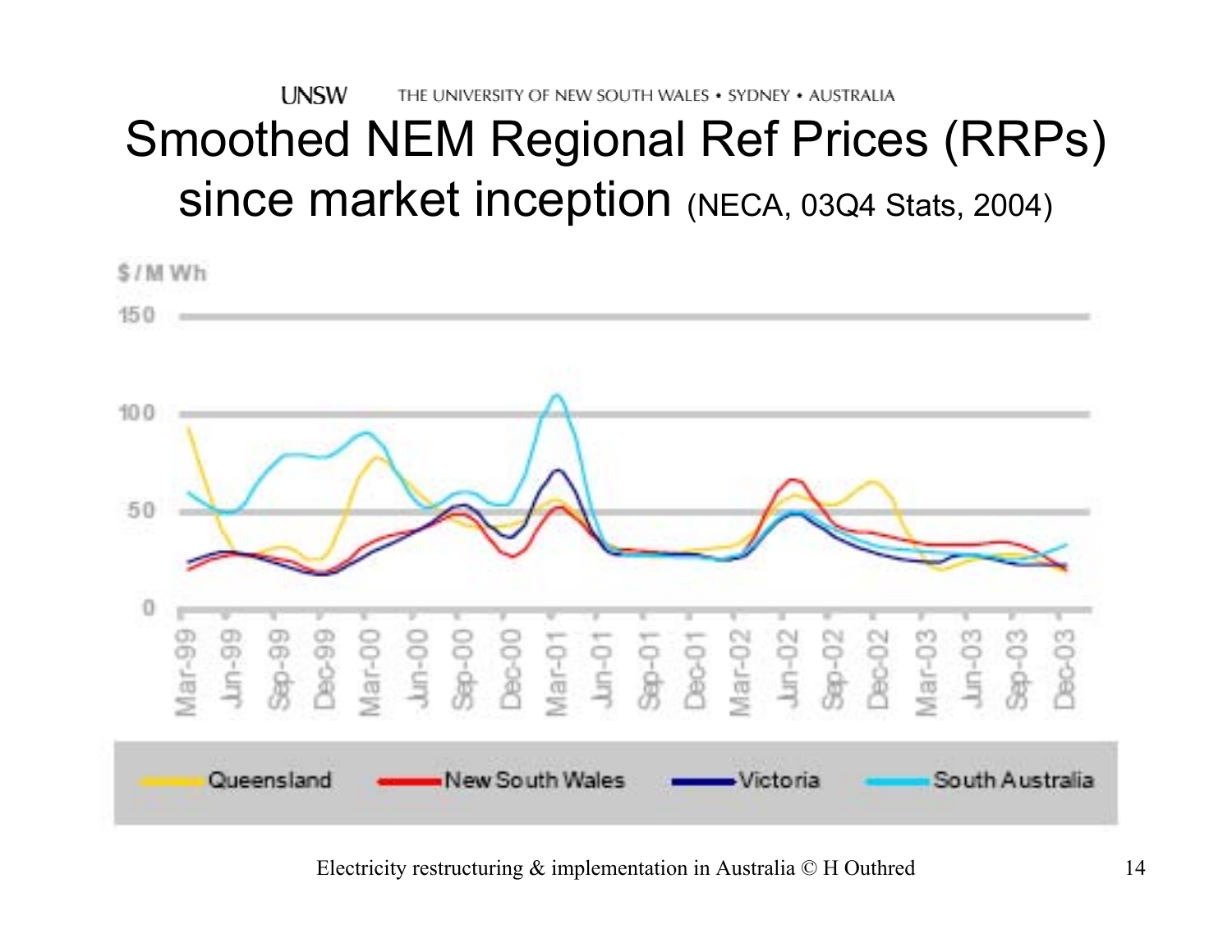# Smoothed NEM Regional Ref Prices (RRPs) since market inception (NECA, 03Q4 Stats, 2004)

$/MWh

150

100

50

0

Mar-99, Jun-99, Sep-99, Dec-99, Mar-00, Jun-00, Sep-00, Dec-00, Mar-01, Jun-01, Sep-01, Dec-01, Mar-02, Jun-02, Sep-02, Dec-02, Mar-03, Jun-03, Sep-03, Dec-03

Queensland — New South Wales — Victoria — South Australia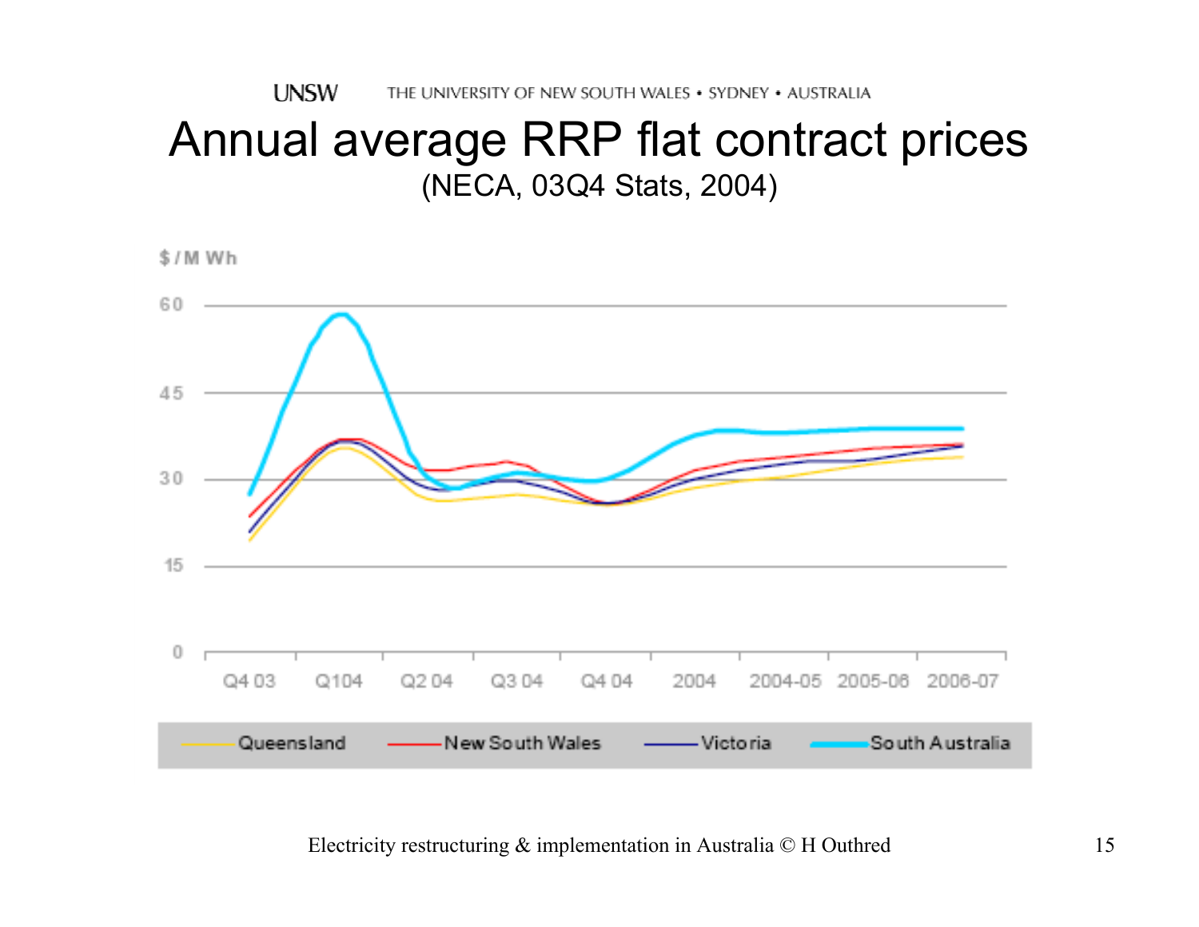# Annual average RRP flat contract prices

(NECA, 03Q4 Stats, 2004)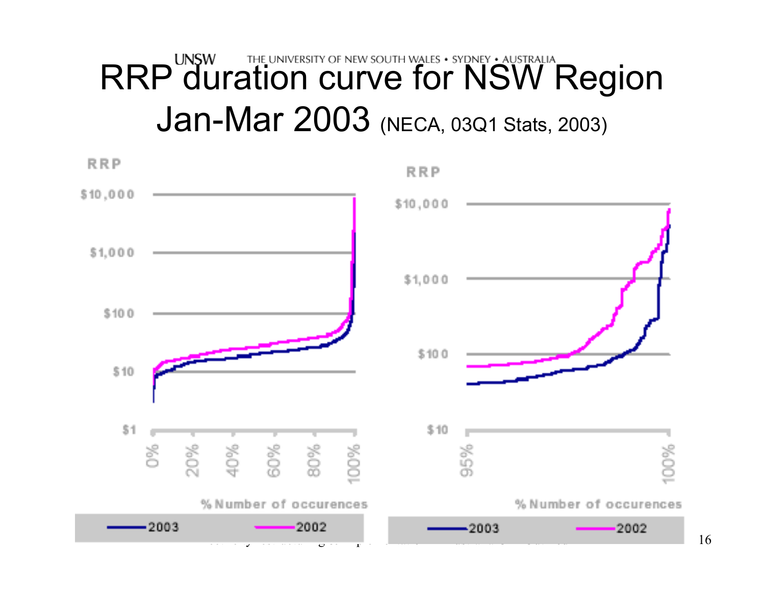# RRP duration curve for NSW Region Jan-Mar 2003 (NECA, 03Q1 Stats, 2003)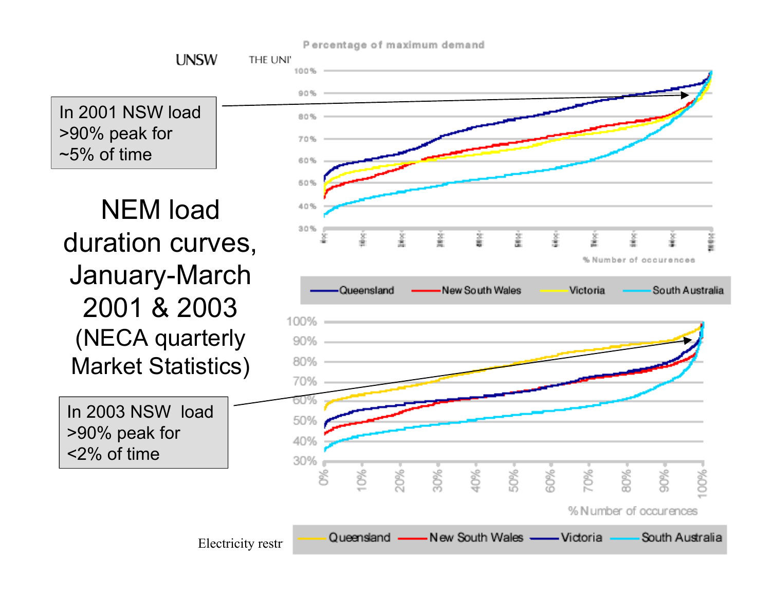# NEM load duration curves, January-March 2001 & 2003

(NECA quarterly Market Statistics)

In 2001 NSW load >90% peak for ~5% of time

In 2003 NSW load >90% peak for <2% of time

Percentage of maximum demand

% Number of occurences

Queensland — New South Wales — Victoria — South Australia

% Number of occurences

Queensland — New South Wales — Victoria — South Australia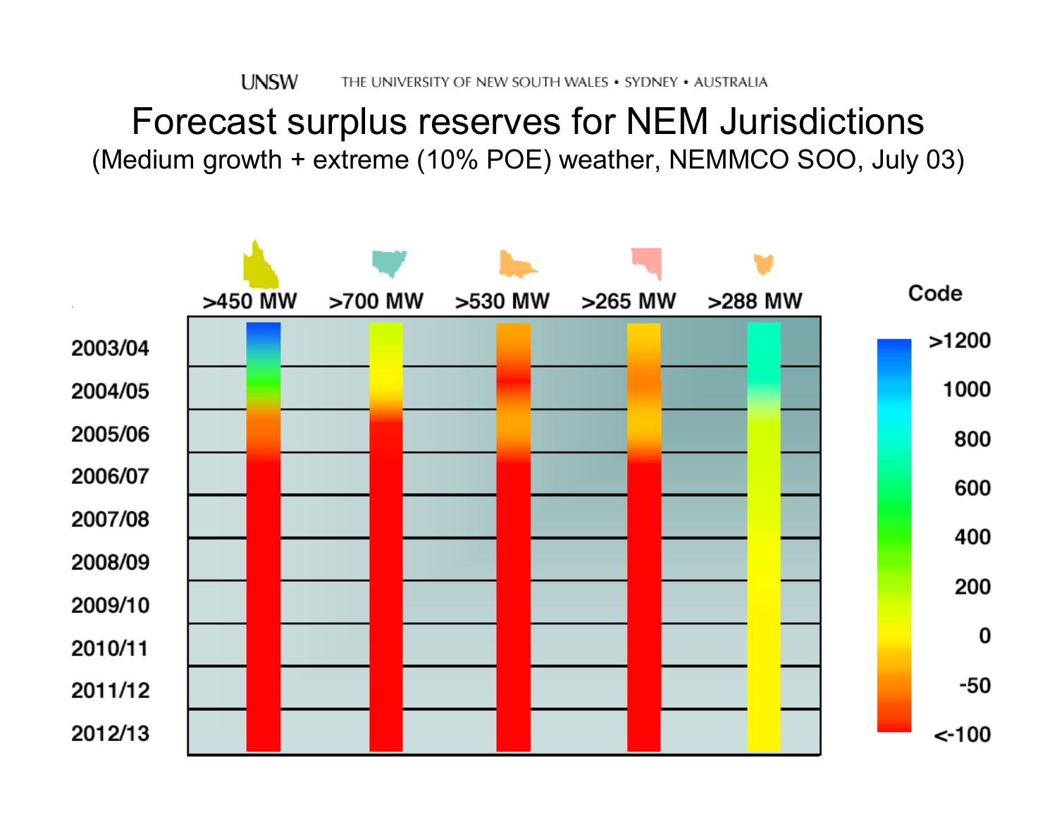# Forecast surplus reserves for NEM Jurisdictions

(Medium growth + extreme (10% POE) weather, NEMMCO SOO, July 03)

| | >450 MW | >700 MW | >530 MW | >265 MW | >288 MW |
|---|---|---|---|---|---|
| 2003/04 | | | | | |
| 2004/05 | | | | | |
| 2005/06 | | | | | |
| 2006/07 | | | | | |
| 2007/08 | | | | | |
| 2008/09 | | | | | |
| 2009/10 | | | | | |
| 2010/11 | | | | | |
| 2011/12 | | | | | |
| 2012/13 | | | | | |

Code: >1200, 1000, 800, 600, 400, 200, 0, -50, <-100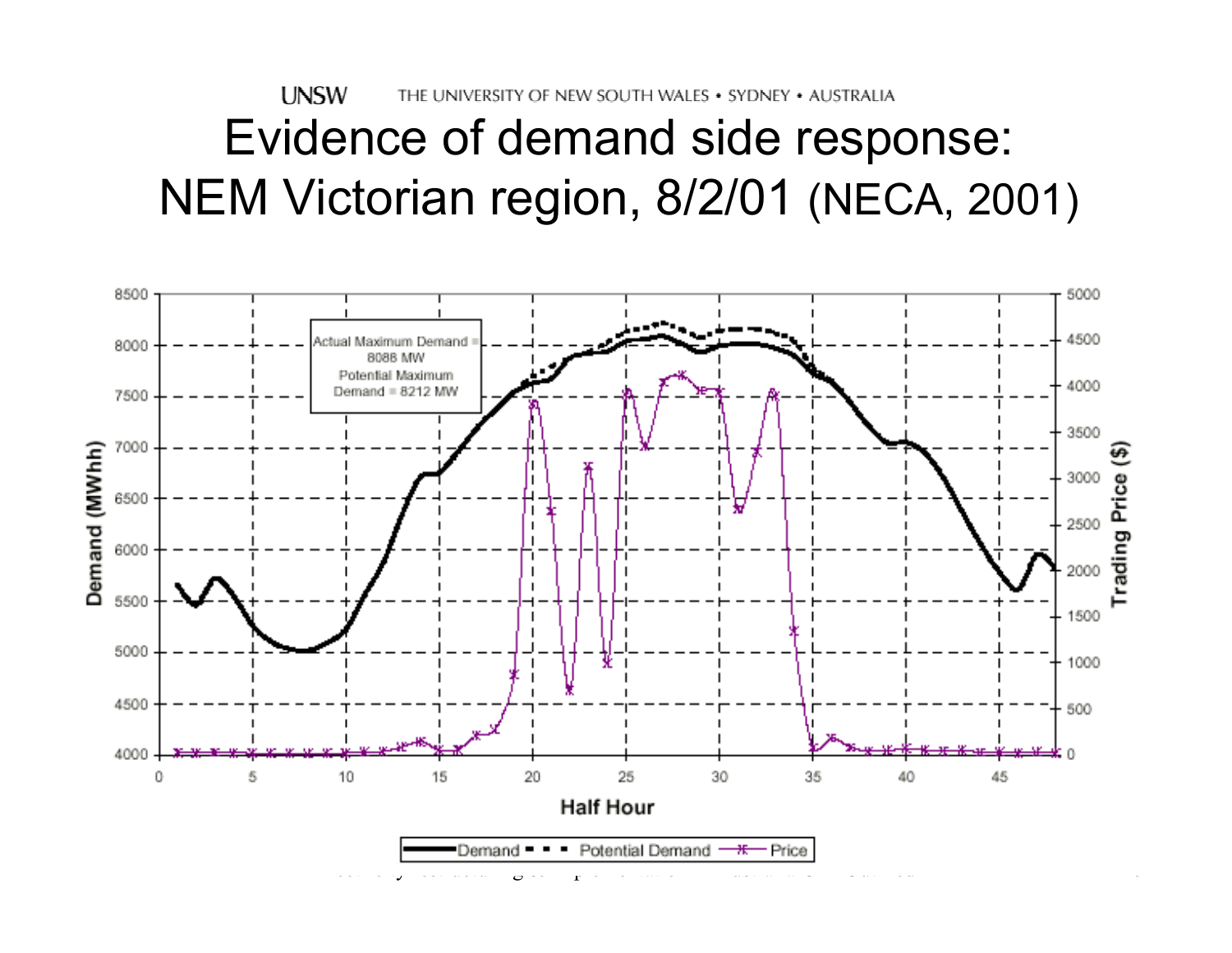# Evidence of demand side response: NEM Victorian region, 8/2/01 (NECA, 2001)

Actual Maximum Demand = 8088 MW
Potential Maximum Demand = 8212 MW

Demand (MWhh) | Trading Price ($) | Half Hour

Demand | Potential Demand | Price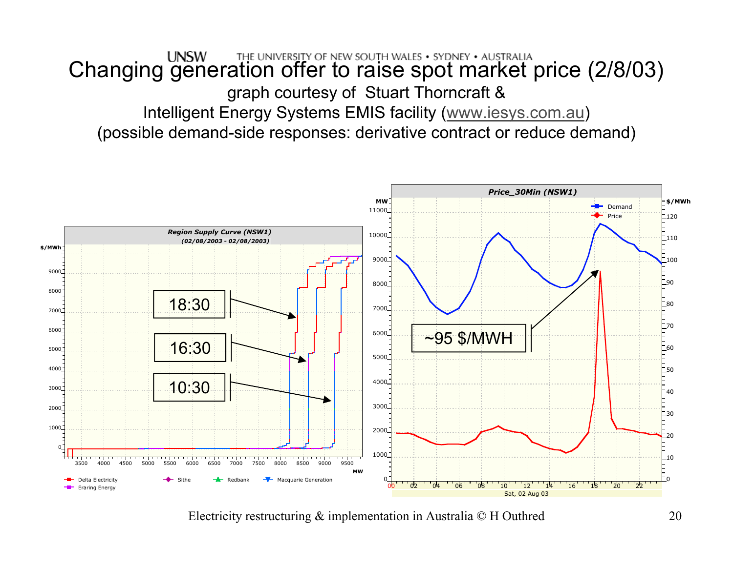# Changing generation offer to raise spot market price (2/8/03)

graph courtesy of Stuart Thorncraft &

Intelligent Energy Systems EMIS facility (www.iesys.com.au)

(possible demand-side responses: derivative contract or reduce demand)

**Region Supply Curve (NSW1)** (02/08/2003 - 02/08/2003)

18:30

16:30

10:30

Delta Electricity, Sithe, Redbank, Macquarie Generation, Eraring Energy

**Price_30Min (NSW1)**

Demand, Price

~95 $/MWH

Sat, 02 Aug 03

Electricity restructuring & implementation in Australia © H Outhred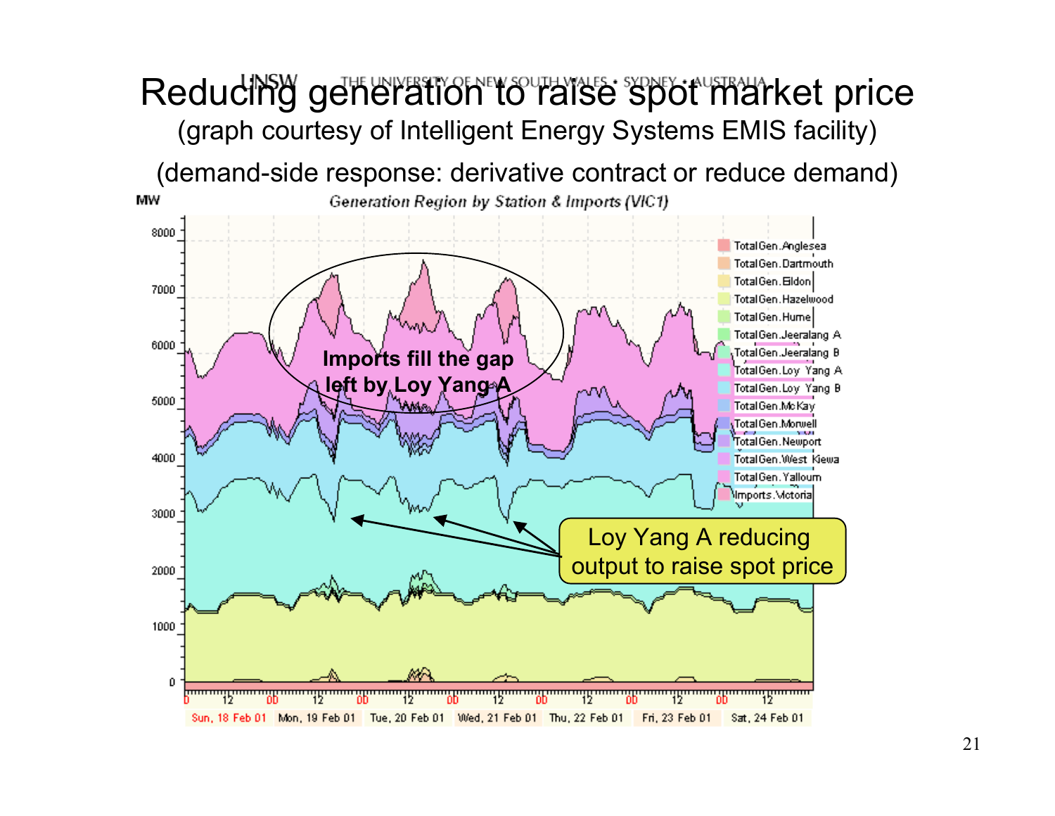# Reducing generation to raise spot market price

(graph courtesy of Intelligent Energy Systems EMIS facility)

(demand-side response: derivative contract or reduce demand)

Generation Region by Station & Imports (VIC1)

MW

Imports fill the gap left by Loy Yang A

Loy Yang A reducing output to raise spot price

TotalGen.Anglesea
TotalGen.Dartmouth
TotalGen.Eildon
TotalGen.Hazelwood
TotalGen.Hume
TotalGen.Jeeralang A
TotalGen.Jeeralang B
TotalGen.Loy Yang A
TotalGen.Loy Yang B
TotalGen.McKay
TotalGen.Morwell
TotalGen.Newport
TotalGen.West Kiewa
TotalGen.Yallourn
Imports.Victoria

Sun, 18 Feb 01 | Mon, 19 Feb 01 | Tue, 20 Feb 01 | Wed, 21 Feb 01 | Thu, 22 Feb 01 | Fri, 23 Feb 01 | Sat, 24 Feb 01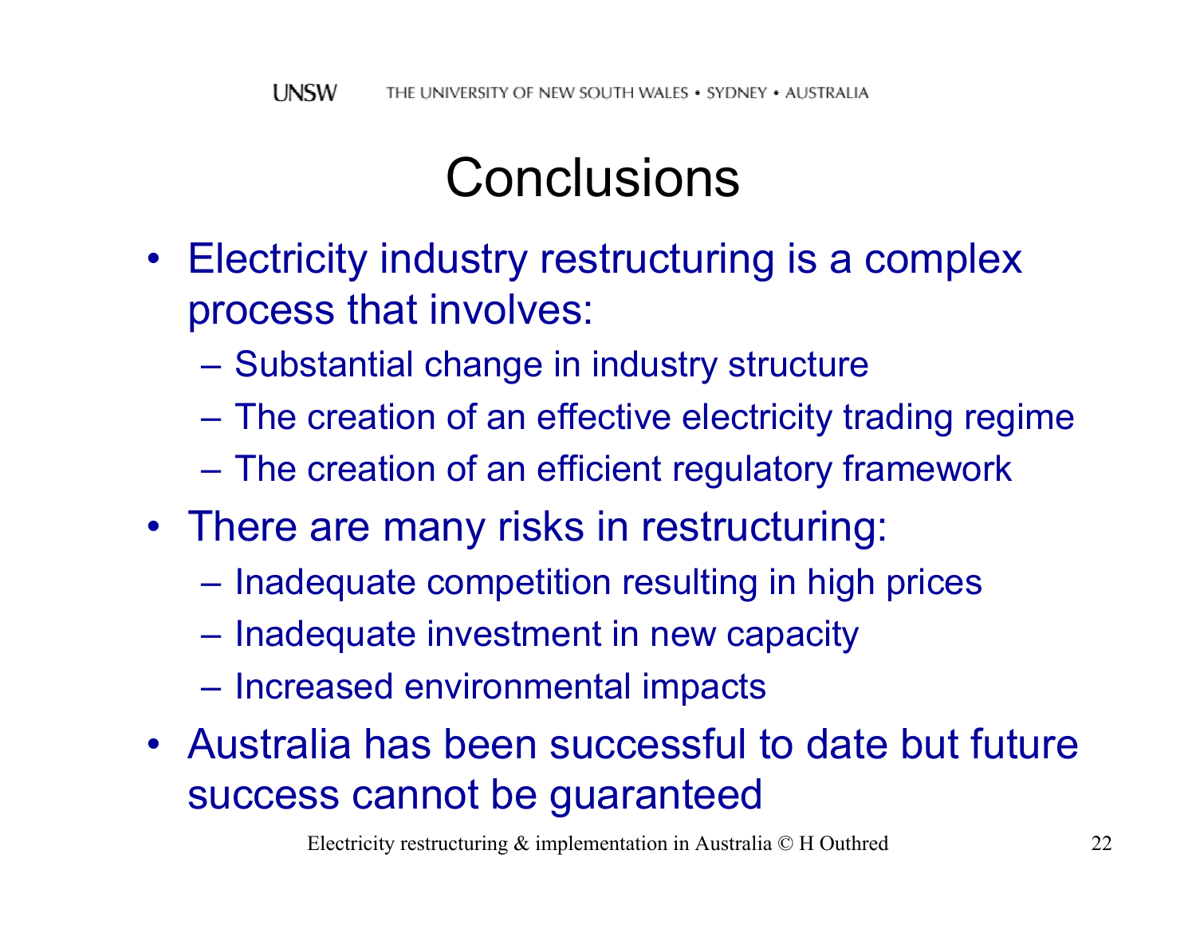# Conclusions

- Electricity industry restructuring is a complex process that involves:
  - Substantial change in industry structure
  - The creation of an effective electricity trading regime
  - The creation of an efficient regulatory framework
- There are many risks in restructuring:
  - Inadequate competition resulting in high prices
  - Inadequate investment in new capacity
  - Increased environmental impacts
- Australia has been successful to date but future success cannot be guaranteed